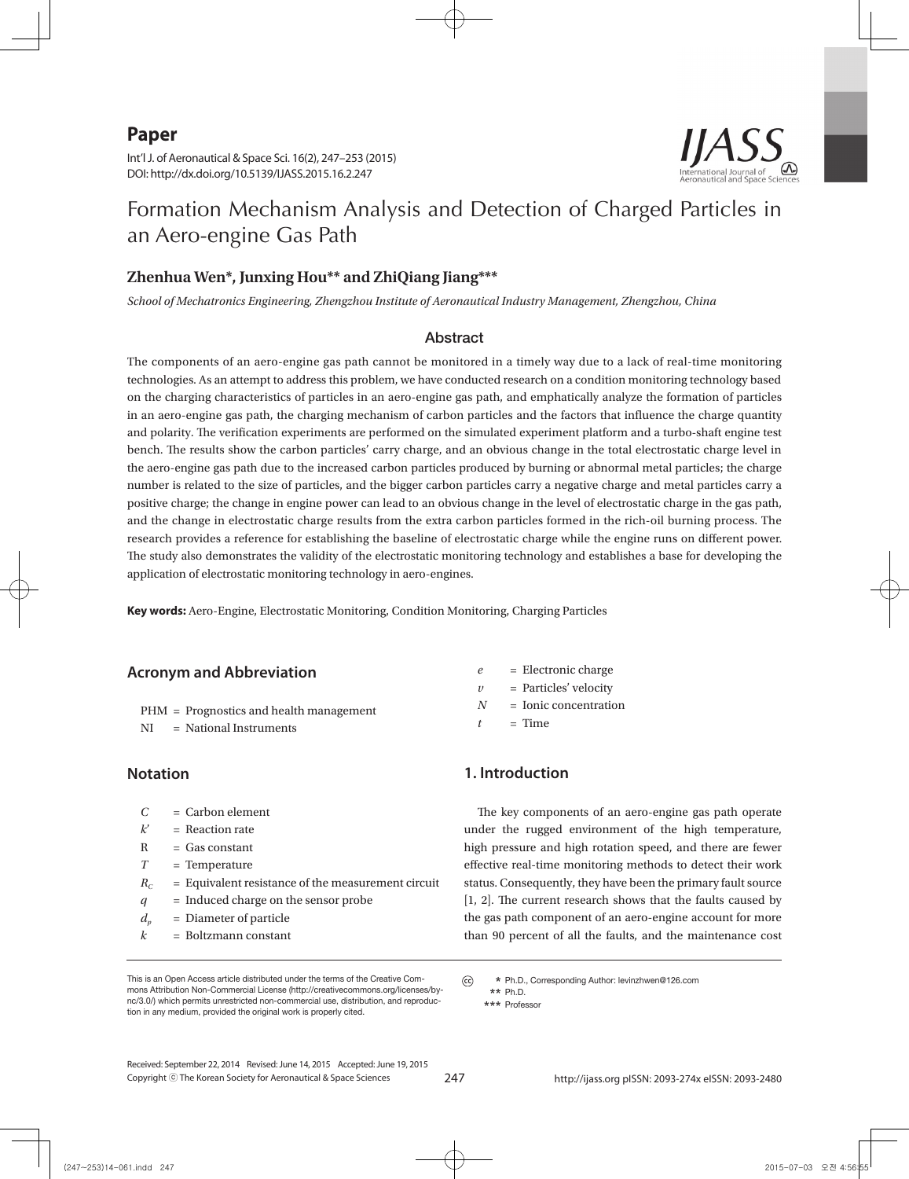**Paper**

Int'l J. of Aeronautical & Space Sci. 16(2), 247–253 (2015)
DOI: http://dx.doi.org/10.5139/IJASS.2015.16.2.247

# Formation Mechanism Analysis and Detection of Charged Particles in an Aero-engine Gas Path

**Zhenhua Wen*, Junxing Hou** and ZhiQiang Jiang*****

*School of Mechatronics Engineering, Zhengzhou Institute of Aeronautical Industry Management, Zhengzhou, China*

## Abstract

The components of an aero-engine gas path cannot be monitored in a timely way due to a lack of real-time monitoring technologies. As an attempt to address this problem, we have conducted research on a condition monitoring technology based on the charging characteristics of particles in an aero-engine gas path, and emphatically analyze the formation of particles in an aero-engine gas path, the charging mechanism of carbon particles and the factors that influence the charge quantity and polarity. The verification experiments are performed on the simulated experiment platform and a turbo-shaft engine test bench. The results show the carbon particles' carry charge, and an obvious change in the total electrostatic charge level in the aero-engine gas path due to the increased carbon particles produced by burning or abnormal metal particles; the charge number is related to the size of particles, and the bigger carbon particles carry a negative charge and metal particles carry a positive charge; the change in engine power can lead to an obvious change in the level of electrostatic charge in the gas path, and the change in electrostatic charge results from the extra carbon particles formed in the rich-oil burning process. The research provides a reference for establishing the baseline of electrostatic charge while the engine runs on different power. The study also demonstrates the validity of the electrostatic monitoring technology and establishes a base for developing the application of electrostatic monitoring technology in aero-engines.

**Key words:** Aero-Engine, Electrostatic Monitoring, Condition Monitoring, Charging Particles

## Acronym and Abbreviation

PHM = Prognostics and health management
NI = National Instruments

## Notation

$C$ = Carbon element
$k'$ = Reaction rate
R = Gas constant
$T$ = Temperature
$R_C$ = Equivalent resistance of the measurement circuit
$q$ = Induced charge on the sensor probe
$d_p$ = Diameter of particle
$k$ = Boltzmann constant
$e$ = Electronic charge
$v$ = Particles' velocity
$N$ = Ionic concentration
$t$ = Time

## 1. Introduction

The key components of an aero-engine gas path operate under the rugged environment of the high temperature, high pressure and high rotation speed, and there are fewer effective real-time monitoring methods to detect their work status. Consequently, they have been the primary fault source [1, 2]. The current research shows that the faults caused by the gas path component of an aero-engine account for more than 90 percent of all the faults, and the maintenance cost

---

This is an Open Access article distributed under the terms of the Creative Commons Attribution Non-Commercial License (http://creativecommons.org/licenses/by-nc/3.0/) which permits unrestricted non-commercial use, distribution, and reproduction in any medium, provided the original work is properly cited.

\* Ph.D., Corresponding Author: levinzhwen@126.com
\** Ph.D.
\*** Professor

Received: September 22, 2014 Revised: June 14, 2015 Accepted: June 19, 2015
Copyright ⓒ The Korean Society for Aeronautical & Space Sciences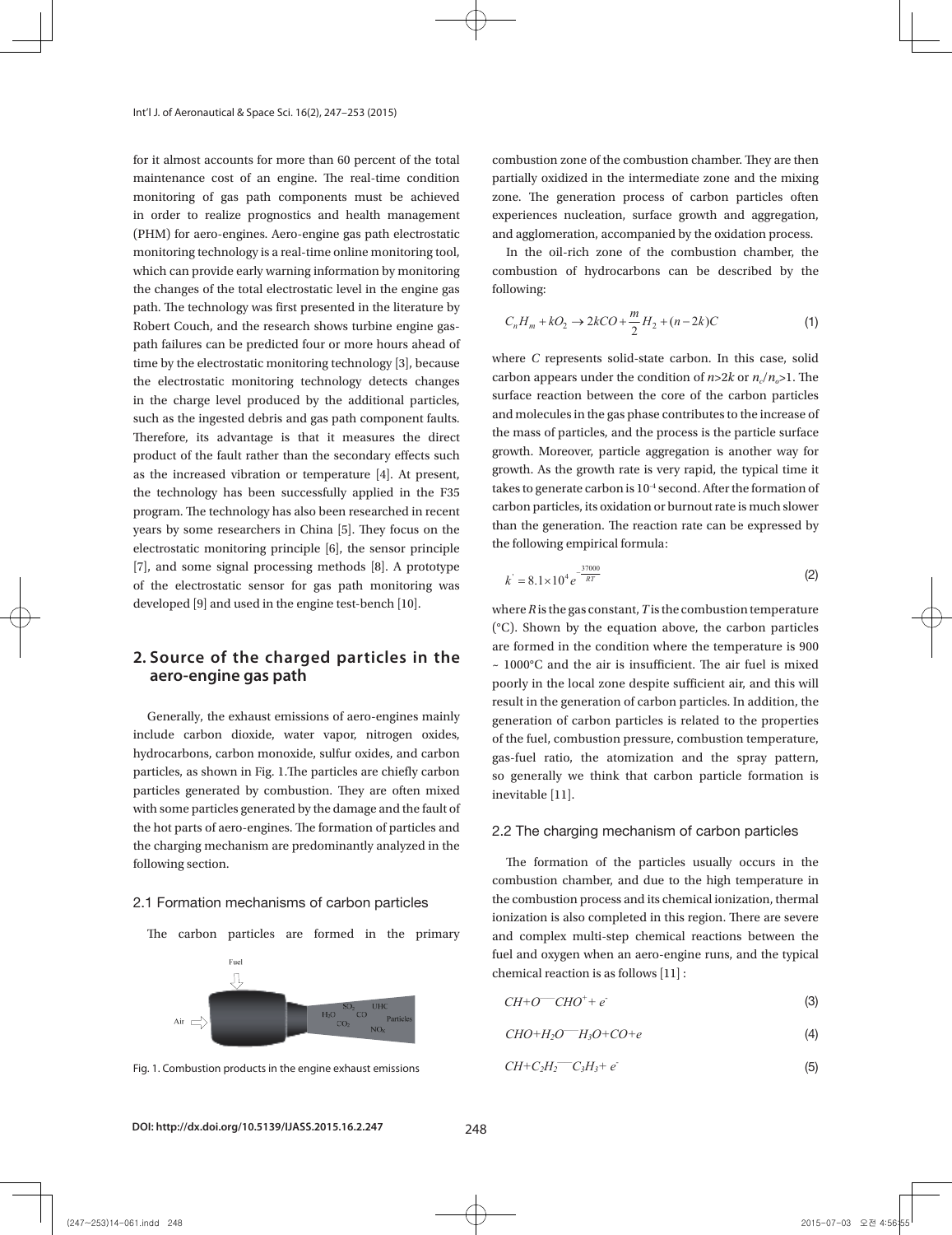for it almost accounts for more than 60 percent of the total maintenance cost of an engine. The real-time condition monitoring of gas path components must be achieved in order to realize prognostics and health management (PHM) for aero-engines. Aero-engine gas path electrostatic monitoring technology is a real-time online monitoring tool, which can provide early warning information by monitoring the changes of the total electrostatic level in the engine gas path. The technology was first presented in the literature by Robert Couch, and the research shows turbine engine gas-path failures can be predicted four or more hours ahead of time by the electrostatic monitoring technology [3], because the electrostatic monitoring technology detects changes in the charge level produced by the additional particles, such as the ingested debris and gas path component faults. Therefore, its advantage is that it measures the direct product of the fault rather than the secondary effects such as the increased vibration or temperature [4]. At present, the technology has been successfully applied in the F35 program. The technology has also been researched in recent years by some researchers in China [5]. They focus on the electrostatic monitoring principle [6], the sensor principle [7], and some signal processing methods [8]. A prototype of the electrostatic sensor for gas path monitoring was developed [9] and used in the engine test-bench [10].

## 2. Source of the charged particles in the aero-engine gas path

Generally, the exhaust emissions of aero-engines mainly include carbon dioxide, water vapor, nitrogen oxides, hydrocarbons, carbon monoxide, sulfur oxides, and carbon particles, as shown in Fig. 1.The particles are chiefly carbon particles generated by combustion. They are often mixed with some particles generated by the damage and the fault of the hot parts of aero-engines. The formation of particles and the charging mechanism are predominantly analyzed in the following section.

### 2.1 Formation mechanisms of carbon particles

The carbon particles are formed in the primary combustion zone of the combustion chamber. They are then partially oxidized in the intermediate zone and the mixing zone. The generation process of carbon particles often experiences nucleation, surface growth and aggregation, and agglomeration, accompanied by the oxidation process.

Fig. 1. Combustion products in the engine exhaust emissions

In the oil-rich zone of the combustion chamber, the combustion of hydrocarbons can be described by the following:

$$C_nH_m + kO_2 \rightarrow 2kCO + \frac{m}{2}H_2 + (n-2k)C \tag{1}$$

where $C$ represents solid-state carbon. In this case, solid carbon appears under the condition of $n$>2$k$ or $n_c/n_o$>1. The surface reaction between the core of the carbon particles and molecules in the gas phase contributes to the increase of the mass of particles, and the process is the particle surface growth. Moreover, particle aggregation is another way for growth. As the growth rate is very rapid, the typical time it takes to generate carbon is $10^{-4}$ second. After the formation of carbon particles, its oxidation or burnout rate is much slower than the generation. The reaction rate can be expressed by the following empirical formula:

$$k^{'} = 8.1\times10^4 e^{-\frac{37000}{RT}} \tag{2}$$

where $R$ is the gas constant, $T$ is the combustion temperature (°C). Shown by the equation above, the carbon particles are formed in the condition where the temperature is 900 ~ 1000°C and the air is insufficient. The air fuel is mixed poorly in the local zone despite sufficient air, and this will result in the generation of carbon particles. In addition, the generation of carbon particles is related to the properties of the fuel, combustion pressure, combustion temperature, gas-fuel ratio, the atomization and the spray pattern, so generally we think that carbon particle formation is inevitable [11].

### 2.2 The charging mechanism of carbon particles

The formation of the particles usually occurs in the combustion chamber, and due to the high temperature in the combustion process and its chemical ionization, thermal ionization is also completed in this region. There are severe and complex multi-step chemical reactions between the fuel and oxygen when an aero-engine runs, and the typical chemical reaction is as follows [11] :

$$CH + O \text{—} CHO^+ + e^- \tag{3}$$

$$CHO + H_2O \text{—} H_3O + CO + e \tag{4}$$

$$CH + C_2H_2 \text{—} C_3H_3 + e^- \tag{5}$$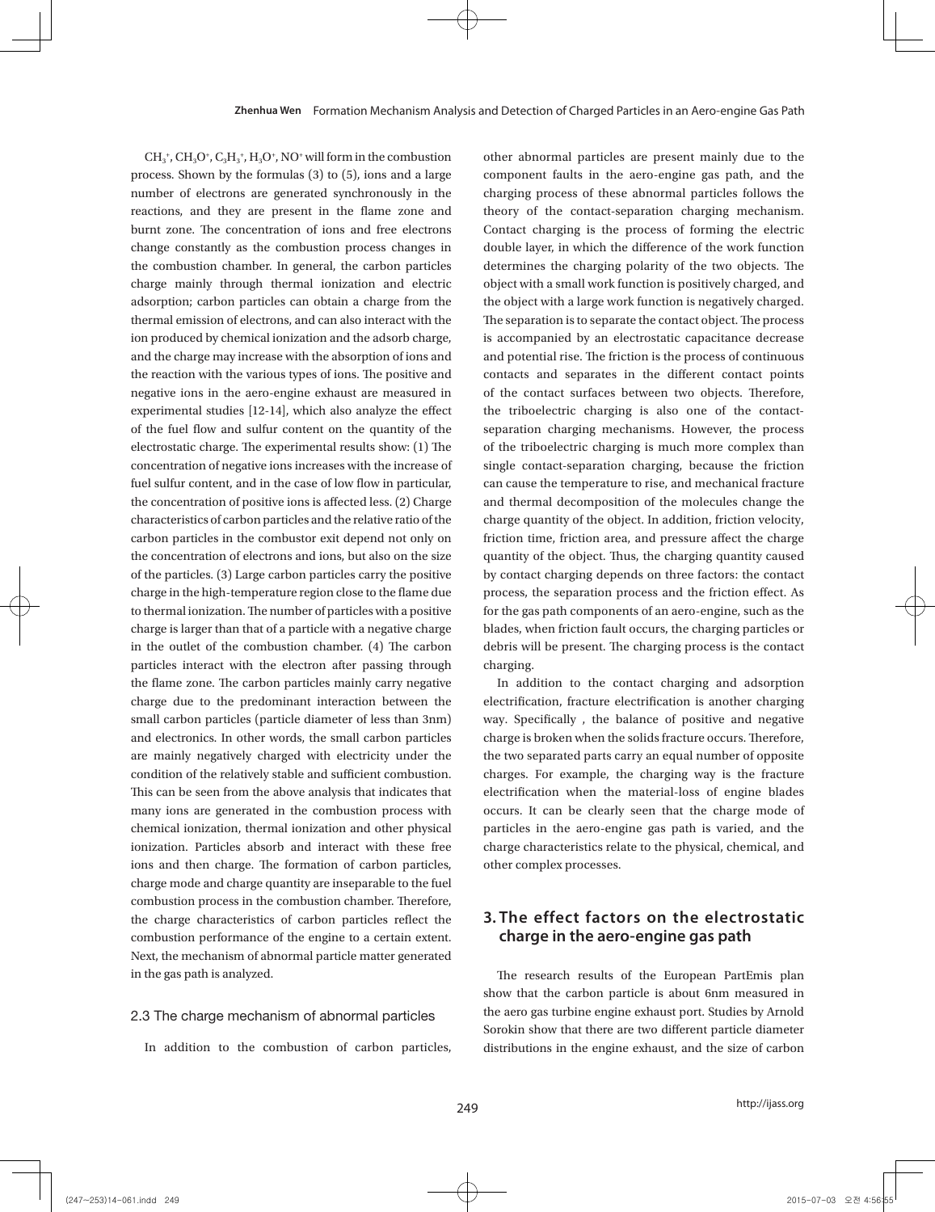$CH_3^+$, $CH_3O^+$, $C_3H_3^+$, $H_3O^+$, $NO^+$ will form in the combustion process. Shown by the formulas (3) to (5), ions and a large number of electrons are generated synchronously in the reactions, and they are present in the flame zone and burnt zone. The concentration of ions and free electrons change constantly as the combustion process changes in the combustion chamber. In general, the carbon particles charge mainly through thermal ionization and electric adsorption; carbon particles can obtain a charge from the thermal emission of electrons, and can also interact with the ion produced by chemical ionization and the adsorb charge, and the charge may increase with the absorption of ions and the reaction with the various types of ions. The positive and negative ions in the aero-engine exhaust are measured in experimental studies [12-14], which also analyze the effect of the fuel flow and sulfur content on the quantity of the electrostatic charge. The experimental results show: (1) The concentration of negative ions increases with the increase of fuel sulfur content, and in the case of low flow in particular, the concentration of positive ions is affected less. (2) Charge characteristics of carbon particles and the relative ratio of the carbon particles in the combustor exit depend not only on the concentration of electrons and ions, but also on the size of the particles. (3) Large carbon particles carry the positive charge in the high-temperature region close to the flame due to thermal ionization. The number of particles with a positive charge is larger than that of a particle with a negative charge in the outlet of the combustion chamber. (4) The carbon particles interact with the electron after passing through the flame zone. The carbon particles mainly carry negative charge due to the predominant interaction between the small carbon particles (particle diameter of less than 3nm) and electronics. In other words, the small carbon particles are mainly negatively charged with electricity under the condition of the relatively stable and sufficient combustion. This can be seen from the above analysis that indicates that many ions are generated in the combustion process with chemical ionization, thermal ionization and other physical ionization. Particles absorb and interact with these free ions and then charge. The formation of carbon particles, charge mode and charge quantity are inseparable to the fuel combustion process in the combustion chamber. Therefore, the charge characteristics of carbon particles reflect the combustion performance of the engine to a certain extent. Next, the mechanism of abnormal particle matter generated in the gas path is analyzed.

### 2.3 The charge mechanism of abnormal particles

In addition to the combustion of carbon particles, other abnormal particles are present mainly due to the component faults in the aero-engine gas path, and the charging process of these abnormal particles follows the theory of the contact-separation charging mechanism. Contact charging is the process of forming the electric double layer, in which the difference of the work function determines the charging polarity of the two objects. The object with a small work function is positively charged, and the object with a large work function is negatively charged. The separation is to separate the contact object. The process is accompanied by an electrostatic capacitance decrease and potential rise. The friction is the process of continuous contacts and separates in the different contact points of the contact surfaces between two objects. Therefore, the triboelectric charging is also one of the contact-separation charging mechanisms. However, the process of the triboelectric charging is much more complex than single contact-separation charging, because the friction can cause the temperature to rise, and mechanical fracture and thermal decomposition of the molecules change the charge quantity of the object. In addition, friction velocity, friction time, friction area, and pressure affect the charge quantity of the object. Thus, the charging quantity caused by contact charging depends on three factors: the contact process, the separation process and the friction effect. As for the gas path components of an aero-engine, such as the blades, when friction fault occurs, the charging particles or debris will be present. The charging process is the contact charging.

In addition to the contact charging and adsorption electrification, fracture electrification is another charging way. Specifically , the balance of positive and negative charge is broken when the solids fracture occurs. Therefore, the two separated parts carry an equal number of opposite charges. For example, the charging way is the fracture electrification when the material-loss of engine blades occurs. It can be clearly seen that the charge mode of particles in the aero-engine gas path is varied, and the charge characteristics relate to the physical, chemical, and other complex processes.

## 3. The effect factors on the electrostatic charge in the aero-engine gas path

The research results of the European PartEmis plan show that the carbon particle is about 6nm measured in the aero gas turbine engine exhaust port. Studies by Arnold Sorokin show that there are two different particle diameter distributions in the engine exhaust, and the size of carbon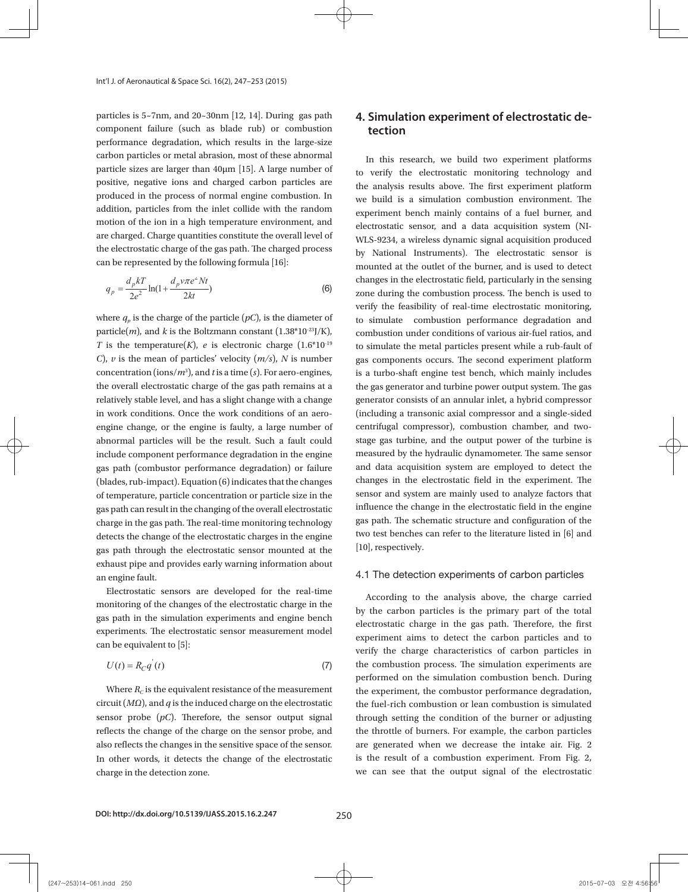particles is 5~7nm, and 20~30nm [12, 14]. During gas path component failure (such as blade rub) or combustion performance degradation, which results in the large-size carbon particles or metal abrasion, most of these abnormal particle sizes are larger than 40μm [15]. A large number of positive, negative ions and charged carbon particles are produced in the process of normal engine combustion. In addition, particles from the inlet collide with the random motion of the ion in a high temperature environment, and are charged. Charge quantities constitute the overall level of the electrostatic charge of the gas path. The charged process can be represented by the following formula [16]:

$$q_p = \frac{d_p kT}{2e^2}\ln\left(1+\frac{d_p v\pi e^2 Nt}{2kt}\right) \tag{6}$$

where $q_p$ is the charge of the particle (*pC*), is the diameter of particle(*m*), and *k* is the Boltzmann constant ($1.38*10^{-23}$J/K), *T* is the temperature(*K*), *e* is electronic charge ($1.6*10^{-19}$ *C*), *v* is the mean of particles' velocity (*m/s*), *N* is number concentration (ions/$m^3$), and *t* is a time (*s*). For aero-engines, the overall electrostatic charge of the gas path remains at a relatively stable level, and has a slight change with a change in work conditions. Once the work conditions of an aero-engine change, or the engine is faulty, a large number of abnormal particles will be the result. Such a fault could include component performance degradation in the engine gas path (combustor performance degradation) or failure (blades, rub-impact). Equation (6) indicates that the changes of temperature, particle concentration or particle size in the gas path can result in the changing of the overall electrostatic charge in the gas path. The real-time monitoring technology detects the change of the electrostatic charges in the engine gas path through the electrostatic sensor mounted at the exhaust pipe and provides early warning information about an engine fault.

Electrostatic sensors are developed for the real-time monitoring of the changes of the electrostatic charge in the gas path in the simulation experiments and engine bench experiments. The electrostatic sensor measurement model can be equivalent to [5]:

$$U(t) = R_C q'(t) \tag{7}$$

Where $R_C$ is the equivalent resistance of the measurement circuit (*MΩ*), and *q* is the induced charge on the electrostatic sensor probe (*pC*). Therefore, the sensor output signal reflects the change of the charge on the sensor probe, and also reflects the changes in the sensitive space of the sensor. In other words, it detects the change of the electrostatic charge in the detection zone.

## 4. Simulation experiment of electrostatic detection

In this research, we build two experiment platforms to verify the electrostatic monitoring technology and the analysis results above. The first experiment platform we build is a simulation combustion environment. The experiment bench mainly contains of a fuel burner, and electrostatic sensor, and a data acquisition system (NI-WLS-9234, a wireless dynamic signal acquisition produced by National Instruments). The electrostatic sensor is mounted at the outlet of the burner, and is used to detect changes in the electrostatic field, particularly in the sensing zone during the combustion process. The bench is used to verify the feasibility of real-time electrostatic monitoring, to simulate combustion performance degradation and combustion under conditions of various air-fuel ratios, and to simulate the metal particles present while a rub-fault of gas components occurs. The second experiment platform is a turbo-shaft engine test bench, which mainly includes the gas generator and turbine power output system. The gas generator consists of an annular inlet, a hybrid compressor (including a transonic axial compressor and a single-sided centrifugal compressor), combustion chamber, and two-stage gas turbine, and the output power of the turbine is measured by the hydraulic dynamometer. The same sensor and data acquisition system are employed to detect the changes in the electrostatic field in the experiment. The sensor and system are mainly used to analyze factors that influence the change in the electrostatic field in the engine gas path. The schematic structure and configuration of the two test benches can refer to the literature listed in [6] and [10], respectively.

### 4.1 The detection experiments of carbon particles

According to the analysis above, the charge carried by the carbon particles is the primary part of the total electrostatic charge in the gas path. Therefore, the first experiment aims to detect the carbon particles and to verify the charge characteristics of carbon particles in the combustion process. The simulation experiments are performed on the simulation combustion bench. During the experiment, the combustor performance degradation, the fuel-rich combustion or lean combustion is simulated through setting the condition of the burner or adjusting the throttle of burners. For example, the carbon particles are generated when we decrease the intake air. Fig. 2 is the result of a combustion experiment. From Fig. 2, we can see that the output signal of the electrostatic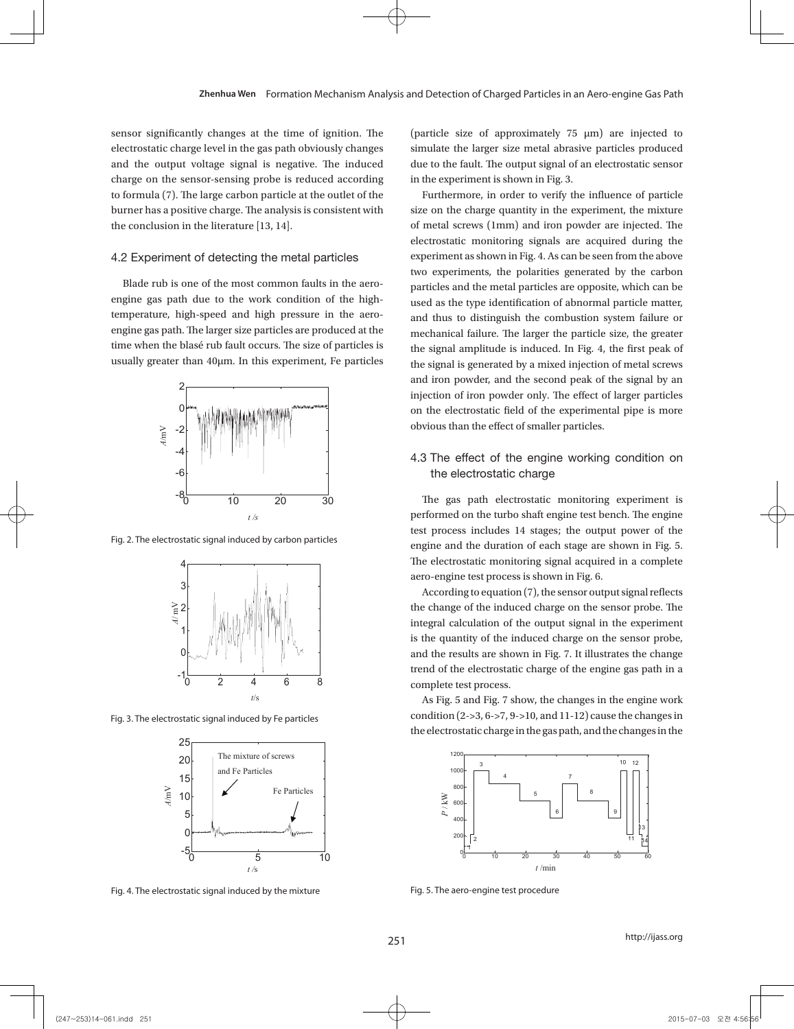sensor significantly changes at the time of ignition. The electrostatic charge level in the gas path obviously changes and the output voltage signal is negative. The induced charge on the sensor-sensing probe is reduced according to formula (7). The large carbon particle at the outlet of the burner has a positive charge. The analysis is consistent with the conclusion in the literature [13, 14].

### 4.2 Experiment of detecting the metal particles

Blade rub is one of the most common faults in the aero-engine gas path due to the work condition of the high-temperature, high-speed and high pressure in the aero-engine gas path. The larger size particles are produced at the time when the blasé rub fault occurs. The size of particles is usually greater than 40μm. In this experiment, Fe particles (particle size of approximately 75 μm) are injected to simulate the larger size metal abrasive particles produced due to the fault. The output signal of an electrostatic sensor in the experiment is shown in Fig. 3.

Fig. 2. The electrostatic signal induced by carbon particles

Fig. 3. The electrostatic signal induced by Fe particles

Fig. 4. The electrostatic signal induced by the mixture

Furthermore, in order to verify the influence of particle size on the charge quantity in the experiment, the mixture of metal screws (1mm) and iron powder are injected. The electrostatic monitoring signals are acquired during the experiment as shown in Fig. 4. As can be seen from the above two experiments, the polarities generated by the carbon particles and the metal particles are opposite, which can be used as the type identification of abnormal particle matter, and thus to distinguish the combustion system failure or mechanical failure. The larger the particle size, the greater the signal amplitude is induced. In Fig. 4, the first peak of the signal is generated by a mixed injection of metal screws and iron powder, and the second peak of the signal by an injection of iron powder only. The effect of larger particles on the electrostatic field of the experimental pipe is more obvious than the effect of smaller particles.

### 4.3 The effect of the engine working condition on the electrostatic charge

The gas path electrostatic monitoring experiment is performed on the turbo shaft engine test bench. The engine test process includes 14 stages; the output power of the engine and the duration of each stage are shown in Fig. 5. The electrostatic monitoring signal acquired in a complete aero-engine test process is shown in Fig. 6.

According to equation (7), the sensor output signal reflects the change of the induced charge on the sensor probe. The integral calculation of the output signal in the experiment is the quantity of the induced charge on the sensor probe, and the results are shown in Fig. 7. It illustrates the change trend of the electrostatic charge of the engine gas path in a complete test process.

As Fig. 5 and Fig. 7 show, the changes in the engine work condition (2->3, 6->7, 9->10, and 11-12) cause the changes in the electrostatic charge in the gas path, and the changes in the

Fig. 5. The aero-engine test procedure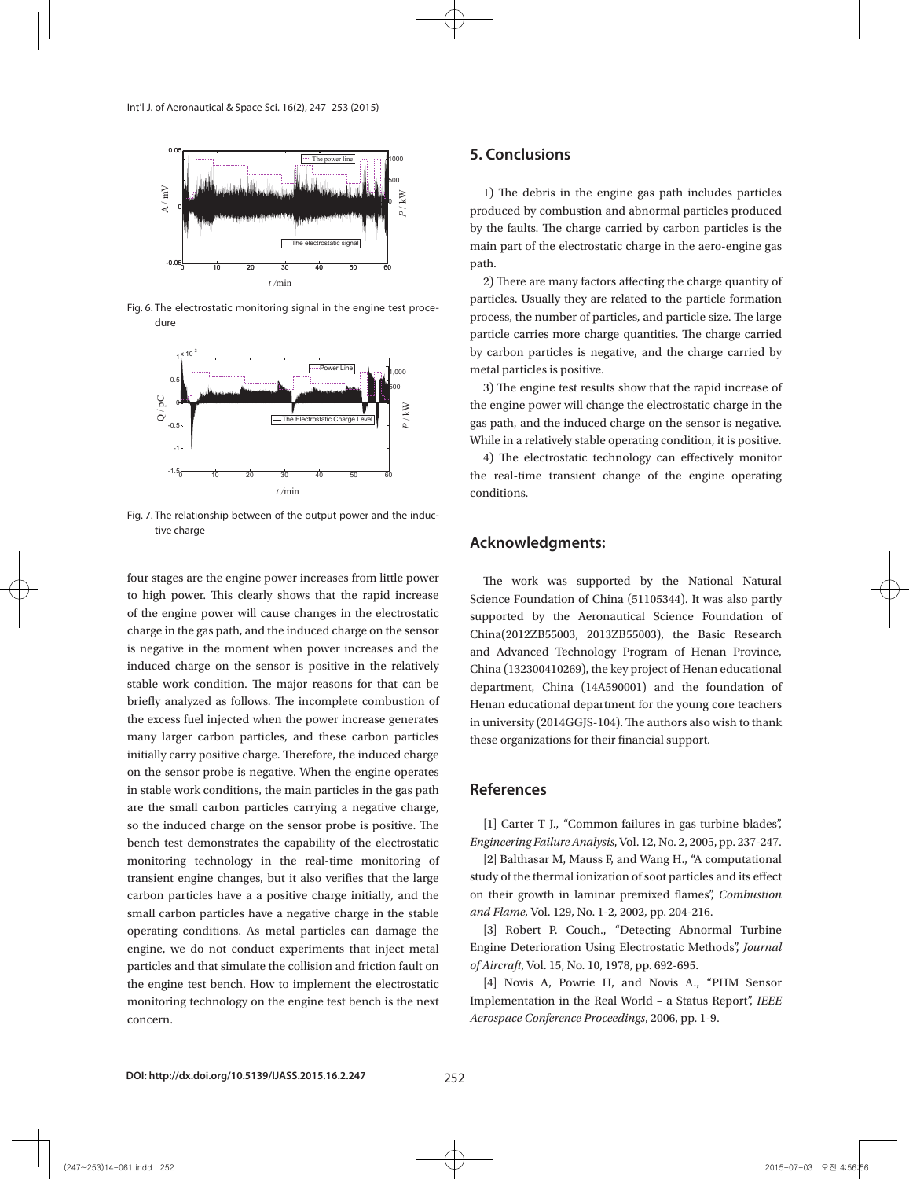Fig. 6. The electrostatic monitoring signal in the engine test procedure

Fig. 7. The relationship between of the output power and the inductive charge

four stages are the engine power increases from little power to high power. This clearly shows that the rapid increase of the engine power will cause changes in the electrostatic charge in the gas path, and the induced charge on the sensor is negative in the moment when power increases and the induced charge on the sensor is positive in the relatively stable work condition. The major reasons for that can be briefly analyzed as follows. The incomplete combustion of the excess fuel injected when the power increase generates many larger carbon particles, and these carbon particles initially carry positive charge. Therefore, the induced charge on the sensor probe is negative. When the engine operates in stable work conditions, the main particles in the gas path are the small carbon particles carrying a negative charge, so the induced charge on the sensor probe is positive. The bench test demonstrates the capability of the electrostatic monitoring technology in the real-time monitoring of transient engine changes, but it also verifies that the large carbon particles have a a positive charge initially, and the small carbon particles have a negative charge in the stable operating conditions. As metal particles can damage the engine, we do not conduct experiments that inject metal particles and that simulate the collision and friction fault on the engine test bench. How to implement the electrostatic monitoring technology on the engine test bench is the next concern.

## 5. Conclusions

1) The debris in the engine gas path includes particles produced by combustion and abnormal particles produced by the faults. The charge carried by carbon particles is the main part of the electrostatic charge in the aero-engine gas path.

2) There are many factors affecting the charge quantity of particles. Usually they are related to the particle formation process, the number of particles, and particle size. The large particle carries more charge quantities. The charge carried by carbon particles is negative, and the charge carried by metal particles is positive.

3) The engine test results show that the rapid increase of the engine power will change the electrostatic charge in the gas path, and the induced charge on the sensor is negative. While in a relatively stable operating condition, it is positive.

4) The electrostatic technology can effectively monitor the real-time transient change of the engine operating conditions.

## Acknowledgments:

The work was supported by the National Natural Science Foundation of China (51105344). It was also partly supported by the Aeronautical Science Foundation of China(2012ZB55003, 2013ZB55003), the Basic Research and Advanced Technology Program of Henan Province, China (132300410269), the key project of Henan educational department, China (14A590001) and the foundation of Henan educational department for the young core teachers in university (2014GGJS-104). The authors also wish to thank these organizations for their financial support.

## References

[1] Carter T J., "Common failures in gas turbine blades", *Engineering Failure Analysis*, Vol. 12, No. 2, 2005, pp. 237-247.

[2] Balthasar M, Mauss F, and Wang H., "A computational study of the thermal ionization of soot particles and its effect on their growth in laminar premixed flames", *Combustion and Flame*, Vol. 129, No. 1-2, 2002, pp. 204-216.

[3] Robert P. Couch., "Detecting Abnormal Turbine Engine Deterioration Using Electrostatic Methods", *Journal of Aircraft*, Vol. 15, No. 10, 1978, pp. 692-695.

[4] Novis A, Powrie H, and Novis A., "PHM Sensor Implementation in the Real World – a Status Report", *IEEE Aerospace Conference Proceedings*, 2006, pp. 1-9.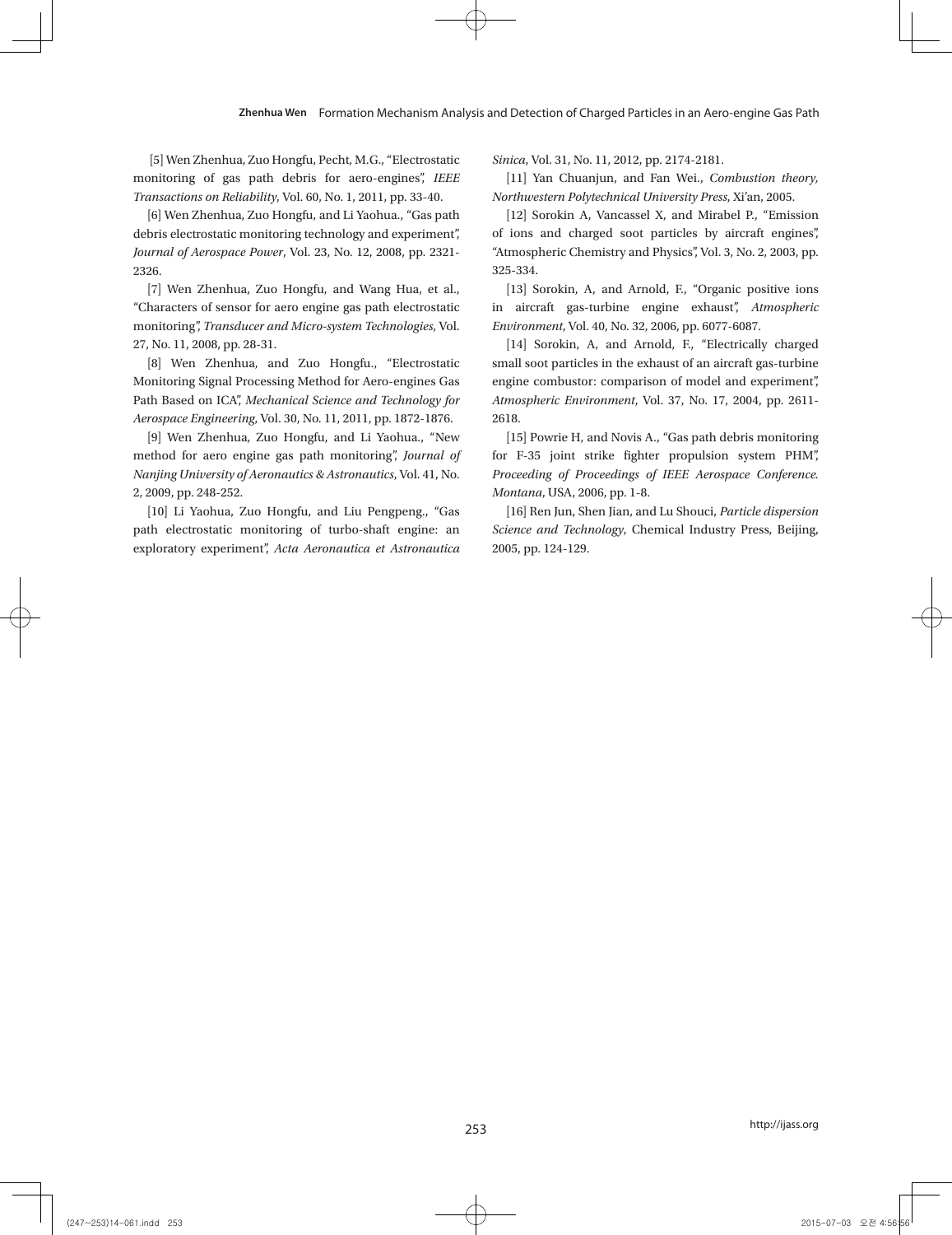[5] Wen Zhenhua, Zuo Hongfu, Pecht, M.G., "Electrostatic monitoring of gas path debris for aero-engines", *IEEE Transactions on Reliability*, Vol. 60, No. 1, 2011, pp. 33-40.

[6] Wen Zhenhua, Zuo Hongfu, and Li Yaohua., "Gas path debris electrostatic monitoring technology and experiment", *Journal of Aerospace Power*, Vol. 23, No. 12, 2008, pp. 2321-2326.

[7] Wen Zhenhua, Zuo Hongfu, and Wang Hua, et al., "Characters of sensor for aero engine gas path electrostatic monitoring", *Transducer and Micro-system Technologies*, Vol. 27, No. 11, 2008, pp. 28-31.

[8] Wen Zhenhua, and Zuo Hongfu., "Electrostatic Monitoring Signal Processing Method for Aero-engines Gas Path Based on ICA", *Mechanical Science and Technology for Aerospace Engineering*, Vol. 30, No. 11, 2011, pp. 1872-1876.

[9] Wen Zhenhua, Zuo Hongfu, and Li Yaohua., "New method for aero engine gas path monitoring", *Journal of Nanjing University of Aeronautics & Astronautics*, Vol. 41, No. 2, 2009, pp. 248-252.

[10] Li Yaohua, Zuo Hongfu, and Liu Pengpeng., "Gas path electrostatic monitoring of turbo-shaft engine: an exploratory experiment", *Acta Aeronautica et Astronautica Sinica*, Vol. 31, No. 11, 2012, pp. 2174-2181.

[11] Yan Chuanjun, and Fan Wei., *Combustion theory, Northwestern Polytechnical University Press*, Xi'an, 2005.

[12] Sorokin A, Vancassel X, and Mirabel P., "Emission of ions and charged soot particles by aircraft engines", "Atmospheric Chemistry and Physics", Vol. 3, No. 2, 2003, pp. 325-334.

[13] Sorokin, A, and Arnold, F., "Organic positive ions in aircraft gas-turbine engine exhaust", *Atmospheric Environment*, Vol. 40, No. 32, 2006, pp. 6077-6087.

[14] Sorokin, A, and Arnold, F., "Electrically charged small soot particles in the exhaust of an aircraft gas-turbine engine combustor: comparison of model and experiment", *Atmospheric Environment*, Vol. 37, No. 17, 2004, pp. 2611-2618.

[15] Powrie H, and Novis A., "Gas path debris monitoring for F-35 joint strike fighter propulsion system PHM", *Proceeding of Proceedings of IEEE Aerospace Conference. Montana*, USA, 2006, pp. 1-8.

[16] Ren Jun, Shen Jian, and Lu Shouci, *Particle dispersion Science and Technology*, Chemical Industry Press, Beijing, 2005, pp. 124-129.